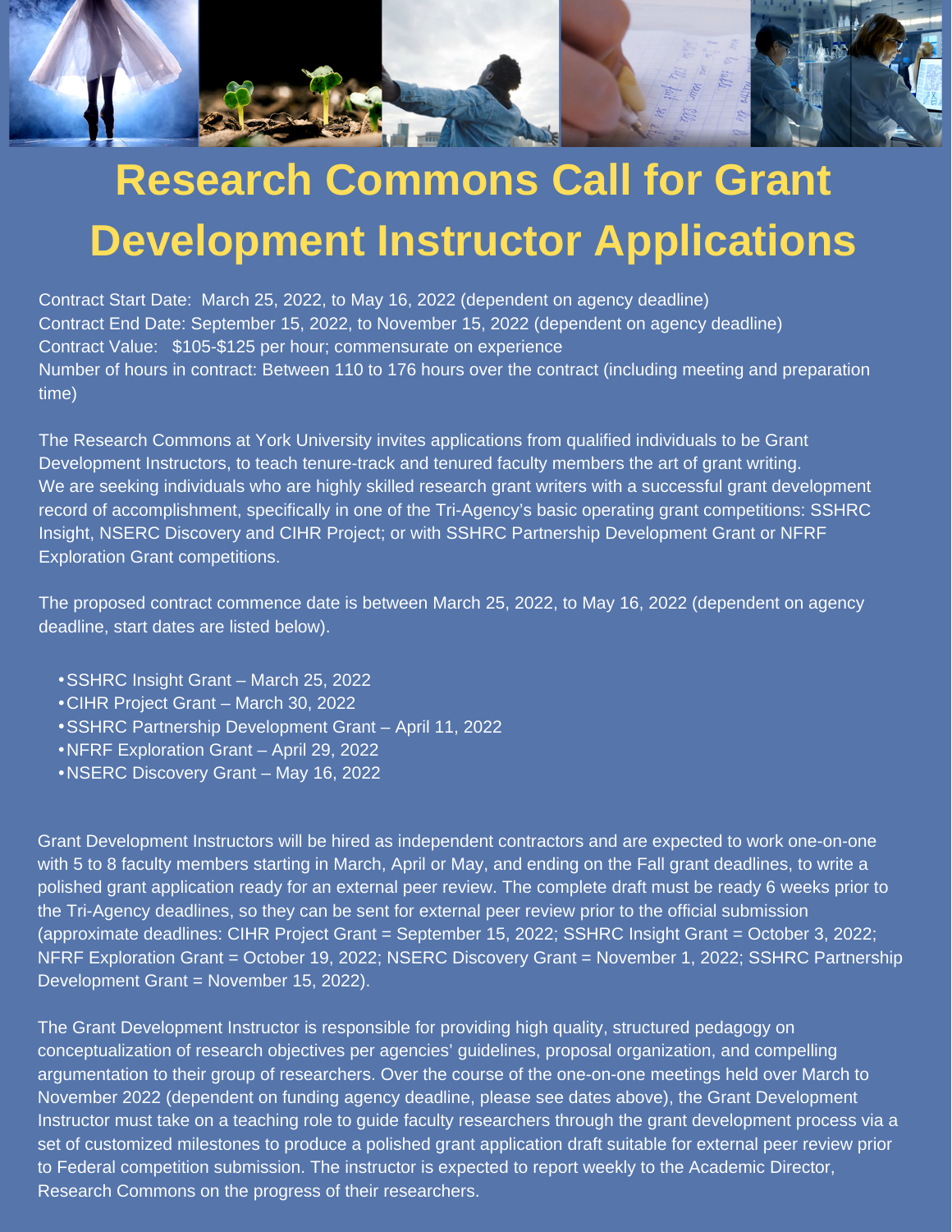# Research Commons Call for Grant Development Instructor Applications

Contract Start Date: March 25, 2022, to May 16, 2022 (dependent on agency deadline)
Contract End Date: September 15, 2022, to November 15, 2022 (dependent on agency deadline)
Contract Value: $105-$125 per hour; commensurate on experience
Number of hours in contract: Between 110 to 176 hours over the contract (including meeting and preparation time)

The Research Commons at York University invites applications from qualified individuals to be Grant Development Instructors, to teach tenure-track and tenured faculty members the art of grant writing. We are seeking individuals who are highly skilled research grant writers with a successful grant development record of accomplishment, specifically in one of the Tri-Agency's basic operating grant competitions: SSHRC Insight, NSERC Discovery and CIHR Project; or with SSHRC Partnership Development Grant or NFRF Exploration Grant competitions.

The proposed contract commence date is between March 25, 2022, to May 16, 2022 (dependent on agency deadline, start dates are listed below).

- SSHRC Insight Grant – March 25, 2022
- CIHR Project Grant – March 30, 2022
- SSHRC Partnership Development Grant – April 11, 2022
- NFRF Exploration Grant – April 29, 2022
- NSERC Discovery Grant – May 16, 2022

Grant Development Instructors will be hired as independent contractors and are expected to work one-on-one with 5 to 8 faculty members starting in March, April or May, and ending on the Fall grant deadlines, to write a polished grant application ready for an external peer review. The complete draft must be ready 6 weeks prior to the Tri-Agency deadlines, so they can be sent for external peer review prior to the official submission (approximate deadlines: CIHR Project Grant = September 15, 2022; SSHRC Insight Grant = October 3, 2022; NFRF Exploration Grant = October 19, 2022; NSERC Discovery Grant = November 1, 2022; SSHRC Partnership Development Grant = November 15, 2022).

The Grant Development Instructor is responsible for providing high quality, structured pedagogy on conceptualization of research objectives per agencies' guidelines, proposal organization, and compelling argumentation to their group of researchers. Over the course of the one-on-one meetings held over March to November 2022 (dependent on funding agency deadline, please see dates above), the Grant Development Instructor must take on a teaching role to guide faculty researchers through the grant development process via a set of customized milestones to produce a polished grant application draft suitable for external peer review prior to Federal competition submission. The instructor is expected to report weekly to the Academic Director, Research Commons on the progress of their researchers.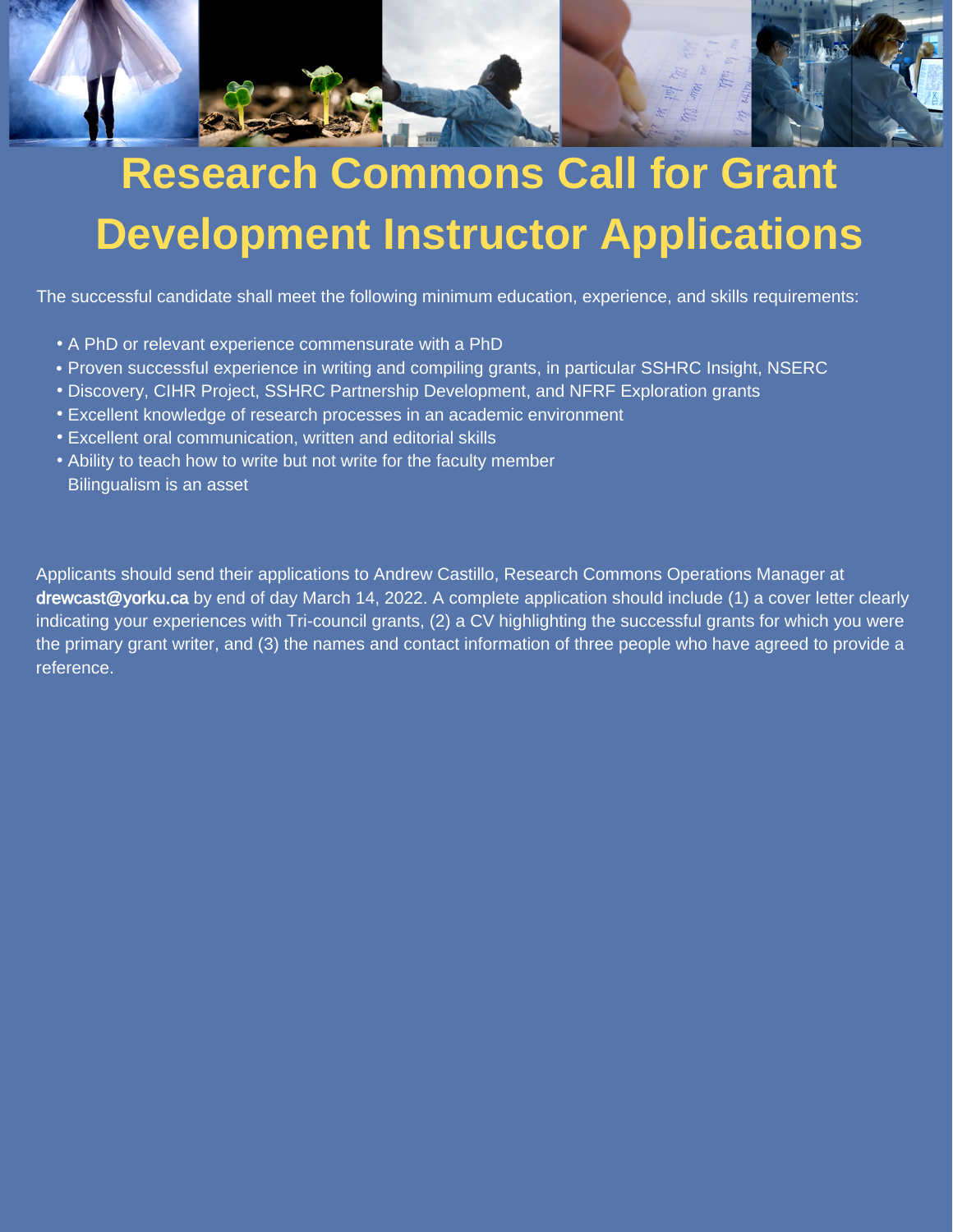# Research Commons Call for Grant Development Instructor Applications

The successful candidate shall meet the following minimum education, experience, and skills requirements:

- A PhD or relevant experience commensurate with a PhD
- Proven successful experience in writing and compiling grants, in particular SSHRC Insight, NSERC
- Discovery, CIHR Project, SSHRC Partnership Development, and NFRF Exploration grants
- Excellent knowledge of research processes in an academic environment
- Excellent oral communication, written and editorial skills
- Ability to teach how to write but not write for the faculty member
  Bilingualism is an asset

Applicants should send their applications to Andrew Castillo, Research Commons Operations Manager at drewcast@yorku.ca by end of day March 14, 2022. A complete application should include (1) a cover letter clearly indicating your experiences with Tri-council grants, (2) a CV highlighting the successful grants for which you were the primary grant writer, and (3) the names and contact information of three people who have agreed to provide a reference.